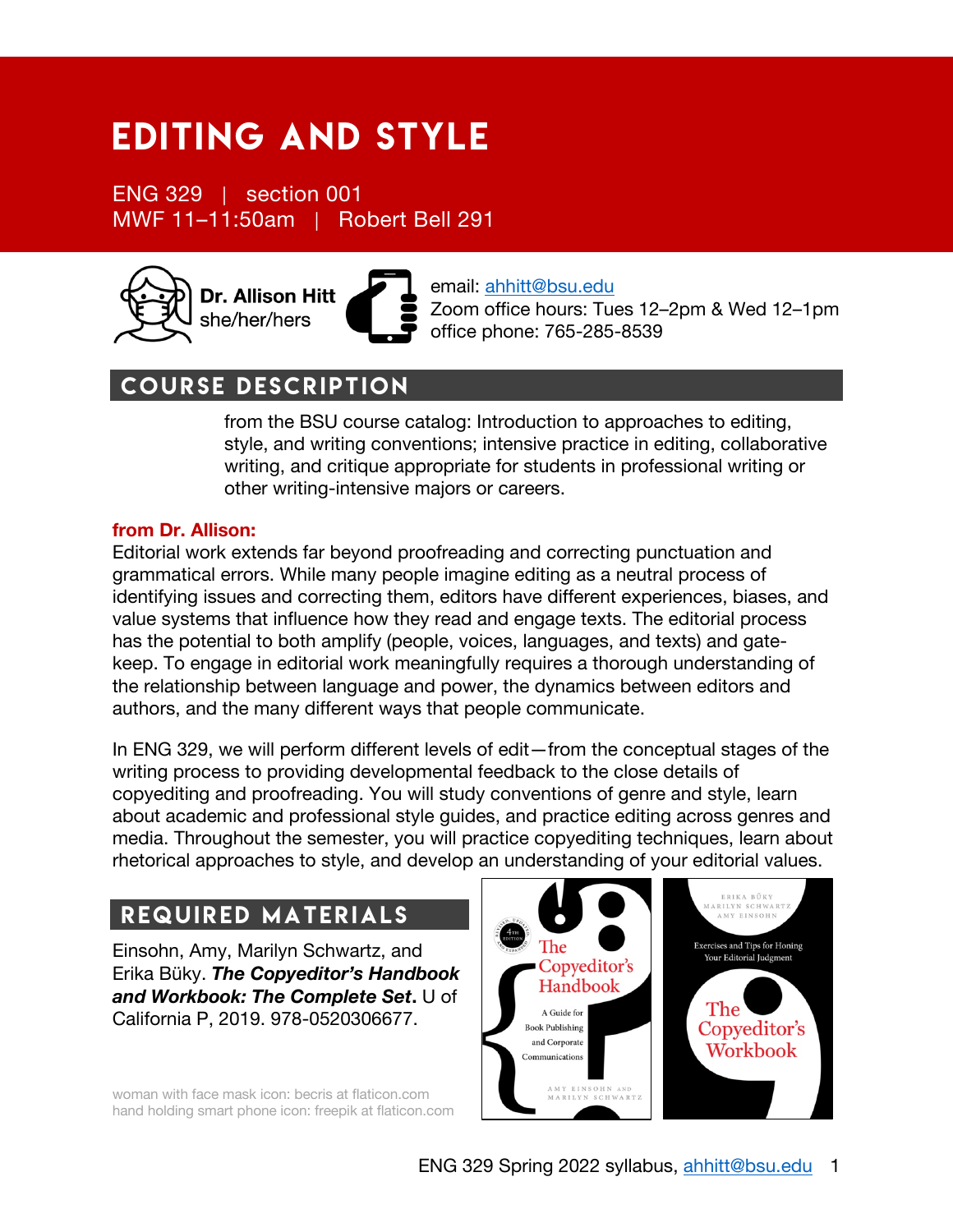# EDITING AND STYLE

ENG 329 | section 001
MWF 11–11:50am | Robert Bell 291

**Dr. Allison Hitt**
she/her/hers

email: ahhitt@bsu.edu
Zoom office hours: Tues 12–2pm & Wed 12–1pm
office phone: 765-285-8539

## COURSE DESCRIPTION

from the BSU course catalog: Introduction to approaches to editing, style, and writing conventions; intensive practice in editing, collaborative writing, and critique appropriate for students in professional writing or other writing-intensive majors or careers.

**from Dr. Allison:**
Editorial work extends far beyond proofreading and correcting punctuation and grammatical errors. While many people imagine editing as a neutral process of identifying issues and correcting them, editors have different experiences, biases, and value systems that influence how they read and engage texts. The editorial process has the potential to both amplify (people, voices, languages, and texts) and gate-keep. To engage in editorial work meaningfully requires a thorough understanding of the relationship between language and power, the dynamics between editors and authors, and the many different ways that people communicate.

In ENG 329, we will perform different levels of edit—from the conceptual stages of the writing process to providing developmental feedback to the close details of copyediting and proofreading. You will study conventions of genre and style, learn about academic and professional style guides, and practice editing across genres and media. Throughout the semester, you will practice copyediting techniques, learn about rhetorical approaches to style, and develop an understanding of your editorial values.

## REQUIRED MATERIALS

Einsohn, Amy, Marilyn Schwartz, and Erika Büky. ***The Copyeditor's Handbook and Workbook: The Complete Set.*** U of California P, 2019. 978-0520306677.

woman with face mask icon: becris at flaticon.com
hand holding smart phone icon: freepik at flaticon.com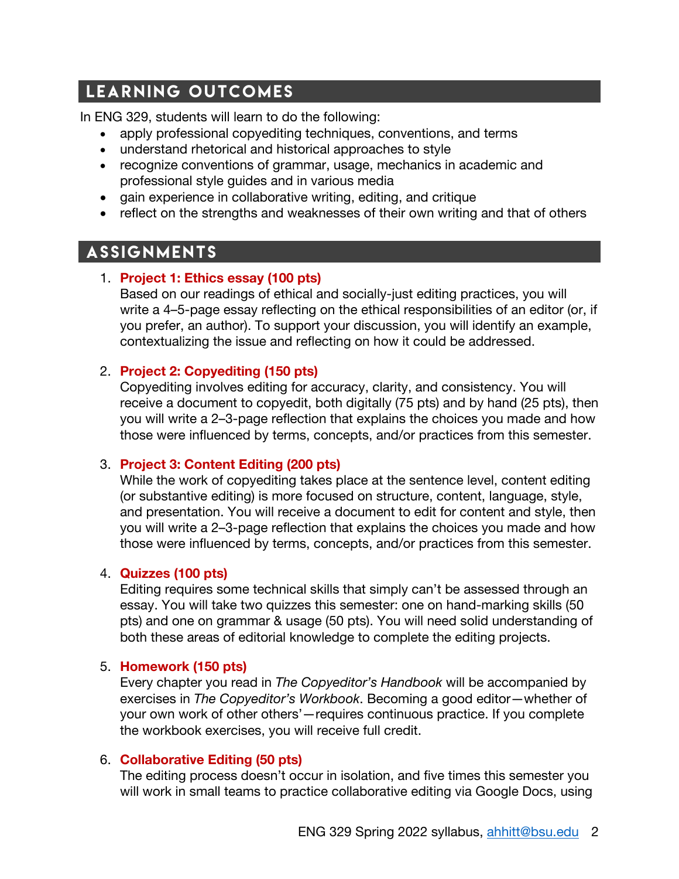## Learning Outcomes

In ENG 329, students will learn to do the following:

- apply professional copyediting techniques, conventions, and terms
- understand rhetorical and historical approaches to style
- recognize conventions of grammar, usage, mechanics in academic and professional style guides and in various media
- gain experience in collaborative writing, editing, and critique
- reflect on the strengths and weaknesses of their own writing and that of others

## Assignments

1. **Project 1: Ethics essay (100 pts)**
   Based on our readings of ethical and socially-just editing practices, you will write a 4–5-page essay reflecting on the ethical responsibilities of an editor (or, if you prefer, an author). To support your discussion, you will identify an example, contextualizing the issue and reflecting on how it could be addressed.

2. **Project 2: Copyediting (150 pts)**
   Copyediting involves editing for accuracy, clarity, and consistency. You will receive a document to copyedit, both digitally (75 pts) and by hand (25 pts), then you will write a 2–3-page reflection that explains the choices you made and how those were influenced by terms, concepts, and/or practices from this semester.

3. **Project 3: Content Editing (200 pts)**
   While the work of copyediting takes place at the sentence level, content editing (or substantive editing) is more focused on structure, content, language, style, and presentation. You will receive a document to edit for content and style, then you will write a 2–3-page reflection that explains the choices you made and how those were influenced by terms, concepts, and/or practices from this semester.

4. **Quizzes (100 pts)**
   Editing requires some technical skills that simply can't be assessed through an essay. You will take two quizzes this semester: one on hand-marking skills (50 pts) and one on grammar & usage (50 pts). You will need solid understanding of both these areas of editorial knowledge to complete the editing projects.

5. **Homework (150 pts)**
   Every chapter you read in *The Copyeditor's Handbook* will be accompanied by exercises in *The Copyeditor's Workbook*. Becoming a good editor—whether of your own work of other others'—requires continuous practice. If you complete the workbook exercises, you will receive full credit.

6. **Collaborative Editing (50 pts)**
   The editing process doesn't occur in isolation, and five times this semester you will work in small teams to practice collaborative editing via Google Docs, using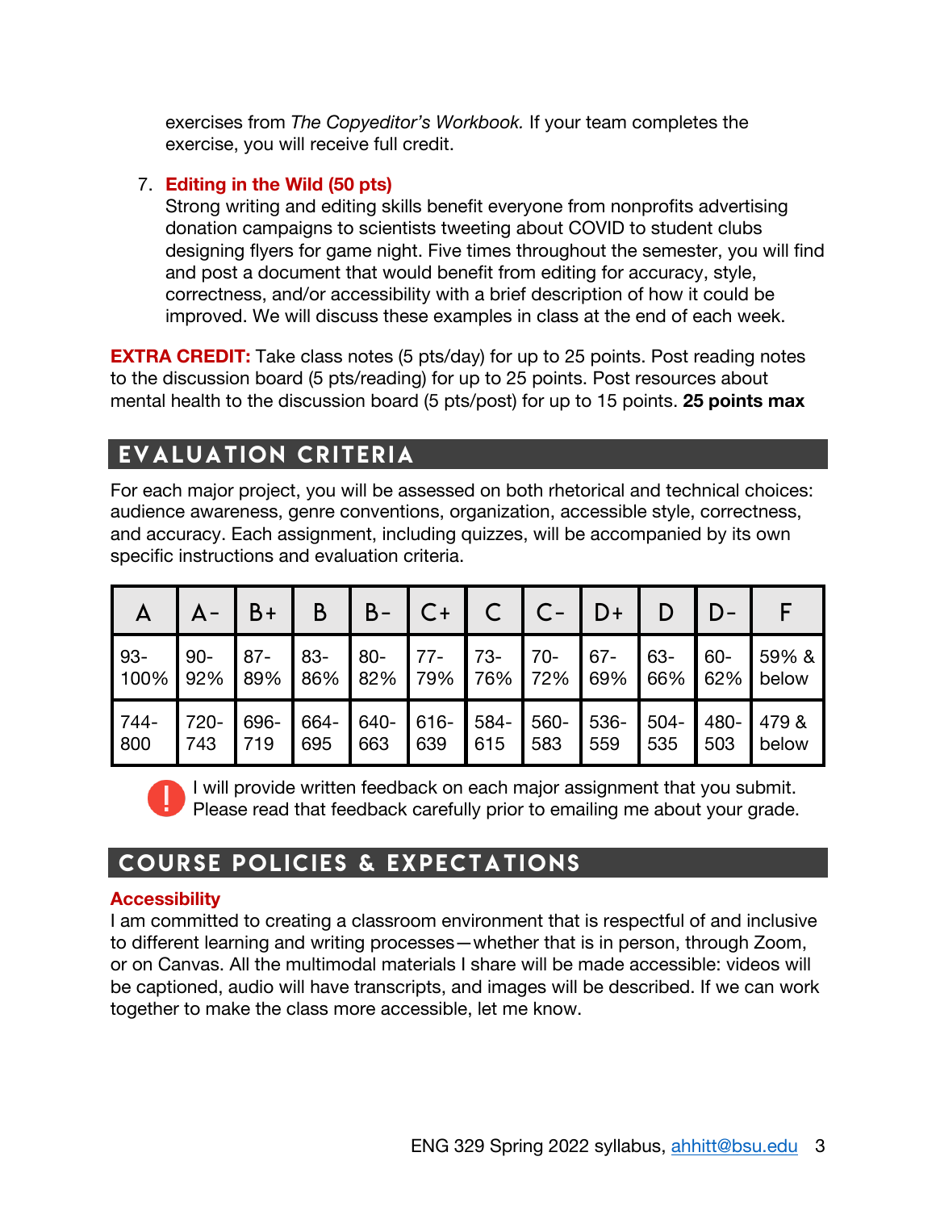exercises from *The Copyeditor's Workbook.* If your team completes the exercise, you will receive full credit.

7. **Editing in the Wild (50 pts)**
   Strong writing and editing skills benefit everyone from nonprofits advertising donation campaigns to scientists tweeting about COVID to student clubs designing flyers for game night. Five times throughout the semester, you will find and post a document that would benefit from editing for accuracy, style, correctness, and/or accessibility with a brief description of how it could be improved. We will discuss these examples in class at the end of each week.

**EXTRA CREDIT:** Take class notes (5 pts/day) for up to 25 points. Post reading notes to the discussion board (5 pts/reading) for up to 25 points. Post resources about mental health to the discussion board (5 pts/post) for up to 15 points. **25 points max**

## EVALUATION CRITERIA

For each major project, you will be assessed on both rhetorical and technical choices: audience awareness, genre conventions, organization, accessible style, correctness, and accuracy. Each assignment, including quizzes, will be accompanied by its own specific instructions and evaluation criteria.

| A | A- | B+ | B | B- | C+ | C | C- | D+ | D | D- | F |
|---|---|---|---|---|---|---|---|---|---|---|---|
| 93-100% | 90-92% | 87-89% | 83-86% | 80-82% | 77-79% | 73-76% | 70-72% | 67-69% | 63-66% | 60-62% | 59% & below |
| 744-800 | 720-743 | 696-719 | 664-695 | 640-663 | 616-639 | 584-615 | 560-583 | 536-559 | 504-535 | 480-503 | 479 & below |

I will provide written feedback on each major assignment that you submit. Please read that feedback carefully prior to emailing me about your grade.

## COURSE POLICIES & EXPECTATIONS

### Accessibility

I am committed to creating a classroom environment that is respectful of and inclusive to different learning and writing processes—whether that is in person, through Zoom, or on Canvas. All the multimodal materials I share will be made accessible: videos will be captioned, audio will have transcripts, and images will be described. If we can work together to make the class more accessible, let me know.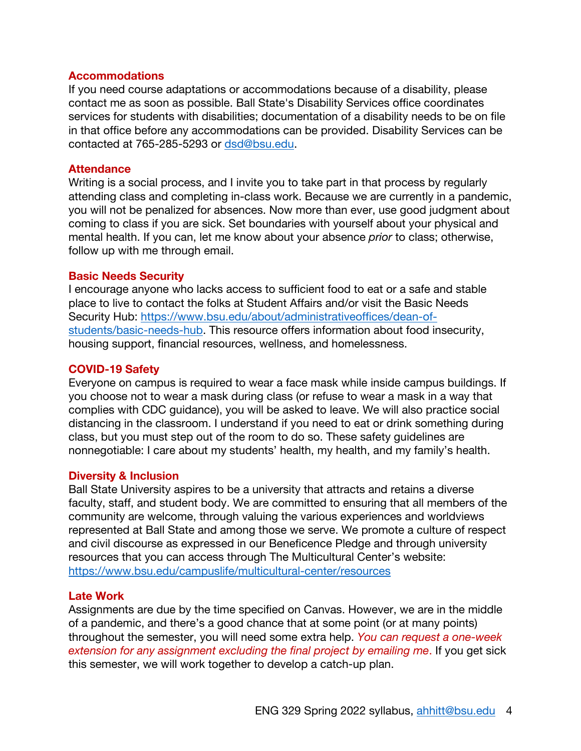### Accommodations

If you need course adaptations or accommodations because of a disability, please contact me as soon as possible. Ball State's Disability Services office coordinates services for students with disabilities; documentation of a disability needs to be on file in that office before any accommodations can be provided. Disability Services can be contacted at 765-285-5293 or [dsd@bsu.edu](mailto:dsd@bsu.edu).

### Attendance

Writing is a social process, and I invite you to take part in that process by regularly attending class and completing in-class work. Because we are currently in a pandemic, you will not be penalized for absences. Now more than ever, use good judgment about coming to class if you are sick. Set boundaries with yourself about your physical and mental health. If you can, let me know about your absence *prior* to class; otherwise, follow up with me through email.

### Basic Needs Security

I encourage anyone who lacks access to sufficient food to eat or a safe and stable place to live to contact the folks at Student Affairs and/or visit the Basic Needs Security Hub: [https://www.bsu.edu/about/administrativeoffices/dean-of-students/basic-needs-hub](https://www.bsu.edu/about/administrativeoffices/dean-of-students/basic-needs-hub). This resource offers information about food insecurity, housing support, financial resources, wellness, and homelessness.

### COVID-19 Safety

Everyone on campus is required to wear a face mask while inside campus buildings. If you choose not to wear a mask during class (or refuse to wear a mask in a way that complies with CDC guidance), you will be asked to leave. We will also practice social distancing in the classroom. I understand if you need to eat or drink something during class, but you must step out of the room to do so. These safety guidelines are nonnegotiable: I care about my students' health, my health, and my family's health.

### Diversity & Inclusion

Ball State University aspires to be a university that attracts and retains a diverse faculty, staff, and student body. We are committed to ensuring that all members of the community are welcome, through valuing the various experiences and worldviews represented at Ball State and among those we serve. We promote a culture of respect and civil discourse as expressed in our Beneficence Pledge and through university resources that you can access through The Multicultural Center's website: [https://www.bsu.edu/campuslife/multicultural-center/resources](https://www.bsu.edu/campuslife/multicultural-center/resources)

### Late Work

Assignments are due by the time specified on Canvas. However, we are in the middle of a pandemic, and there's a good chance that at some point (or at many points) throughout the semester, you will need some extra help. *You can request a one-week extension for any assignment excluding the final project by emailing me*. If you get sick this semester, we will work together to develop a catch-up plan.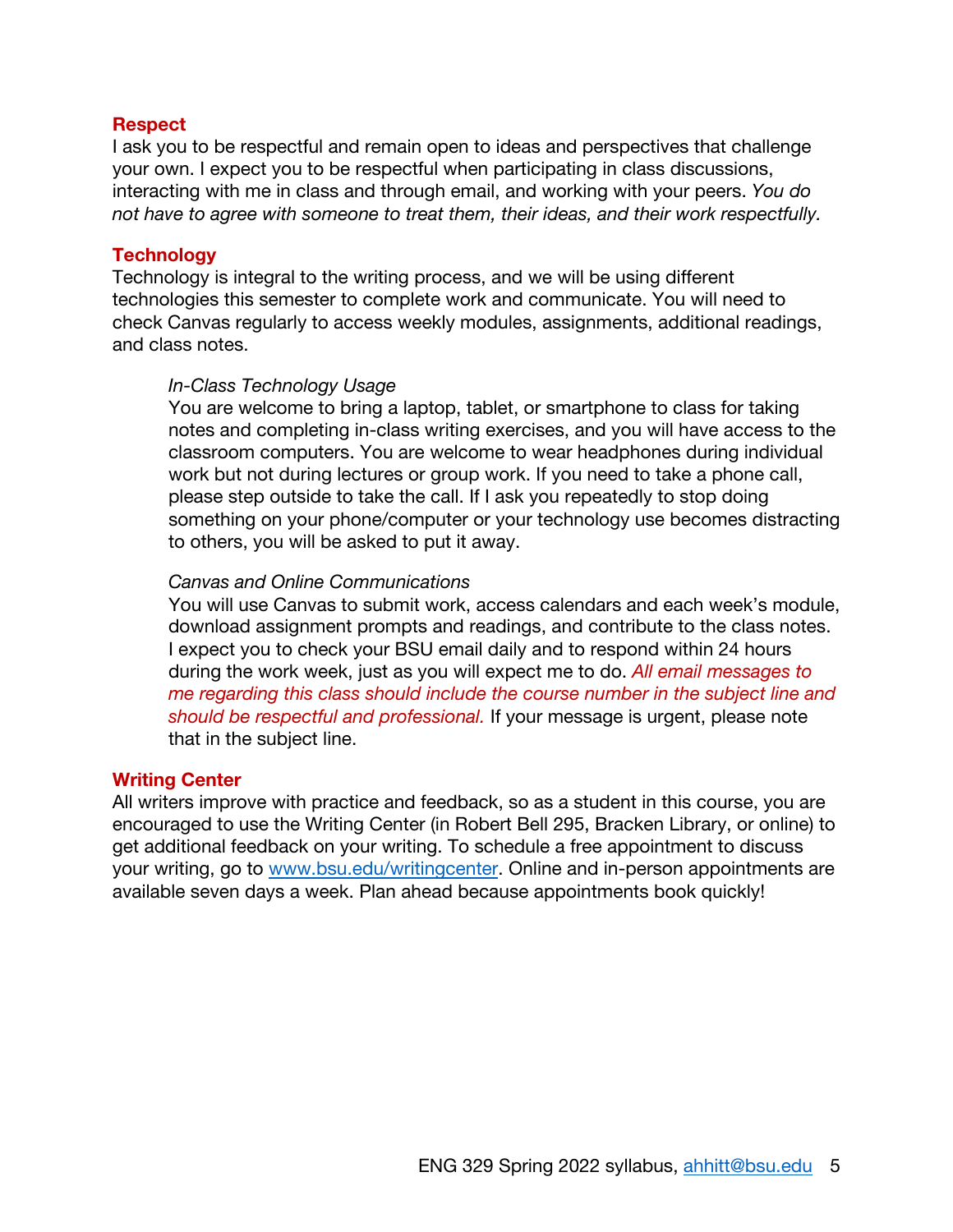## Respect

I ask you to be respectful and remain open to ideas and perspectives that challenge your own. I expect you to be respectful when participating in class discussions, interacting with me in class and through email, and working with your peers. *You do not have to agree with someone to treat them, their ideas, and their work respectfully.*

## Technology

Technology is integral to the writing process, and we will be using different technologies this semester to complete work and communicate. You will need to check Canvas regularly to access weekly modules, assignments, additional readings, and class notes.

### *In-Class Technology Usage*

You are welcome to bring a laptop, tablet, or smartphone to class for taking notes and completing in-class writing exercises, and you will have access to the classroom computers. You are welcome to wear headphones during individual work but not during lectures or group work. If you need to take a phone call, please step outside to take the call. If I ask you repeatedly to stop doing something on your phone/computer or your technology use becomes distracting to others, you will be asked to put it away.

### *Canvas and Online Communications*

You will use Canvas to submit work, access calendars and each week's module, download assignment prompts and readings, and contribute to the class notes. I expect you to check your BSU email daily and to respond within 24 hours during the work week, just as you will expect me to do. *All email messages to me regarding this class should include the course number in the subject line and should be respectful and professional.* If your message is urgent, please note that in the subject line.

## Writing Center

All writers improve with practice and feedback, so as a student in this course, you are encouraged to use the Writing Center (in Robert Bell 295, Bracken Library, or online) to get additional feedback on your writing. To schedule a free appointment to discuss your writing, go to [www.bsu.edu/writingcenter](http://www.bsu.edu/writingcenter). Online and in-person appointments are available seven days a week. Plan ahead because appointments book quickly!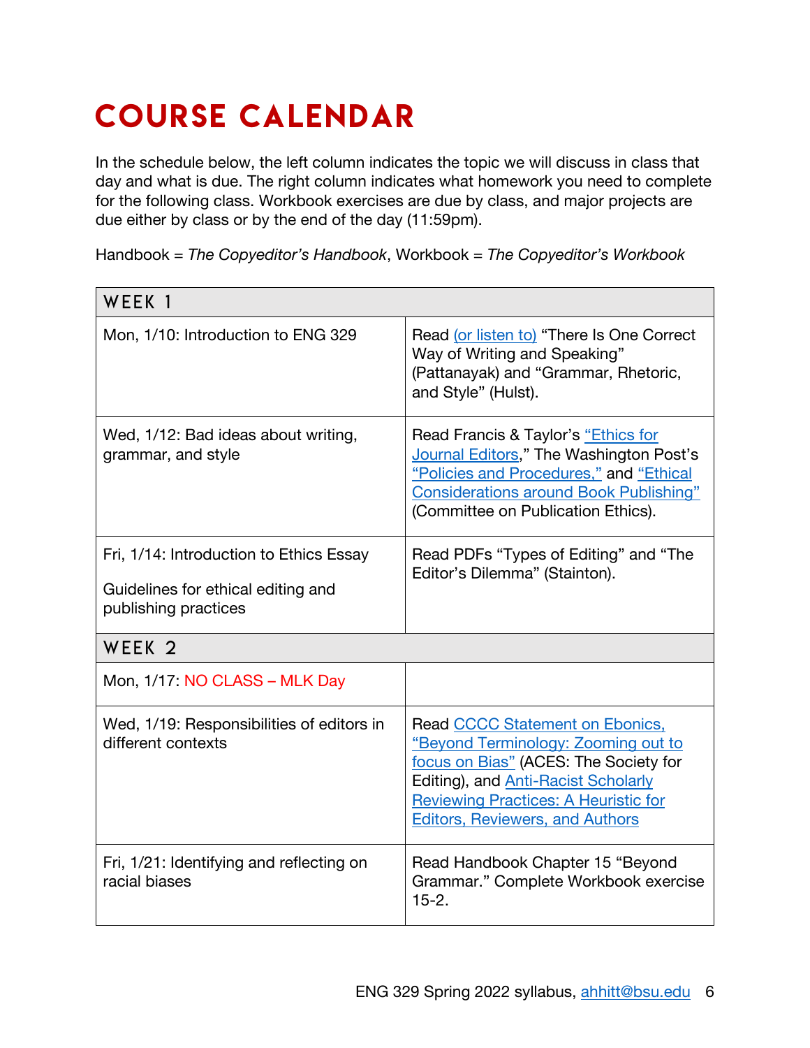# COURSE CALENDAR

In the schedule below, the left column indicates the topic we will discuss in class that day and what is due. The right column indicates what homework you need to complete for the following class. Workbook exercises are due by class, and major projects are due either by class or by the end of the day (11:59pm).

Handbook = *The Copyeditor's Handbook*, Workbook = *The Copyeditor's Workbook*

| WEEK 1 | |
|---|---|
| Mon, 1/10: Introduction to ENG 329 | Read (or listen to) "There Is One Correct Way of Writing and Speaking" (Pattanayak) and "Grammar, Rhetoric, and Style" (Hulst). |
| Wed, 1/12: Bad ideas about writing, grammar, and style | Read Francis & Taylor's "Ethics for Journal Editors," The Washington Post's "Policies and Procedures," and "Ethical Considerations around Book Publishing" (Committee on Publication Ethics). |
| Fri, 1/14: Introduction to Ethics Essay<br><br>Guidelines for ethical editing and publishing practices | Read PDFs "Types of Editing" and "The Editor's Dilemma" (Stainton). |
| **WEEK 2** | |
| Mon, 1/17: NO CLASS – MLK Day | |
| Wed, 1/19: Responsibilities of editors in different contexts | Read CCCC Statement on Ebonics, "Beyond Terminology: Zooming out to focus on Bias" (ACES: The Society for Editing), and Anti-Racist Scholarly Reviewing Practices: A Heuristic for Editors, Reviewers, and Authors |
| Fri, 1/21: Identifying and reflecting on racial biases | Read Handbook Chapter 15 "Beyond Grammar." Complete Workbook exercise 15-2. |

ENG 329 Spring 2022 syllabus, ahhitt@bsu.edu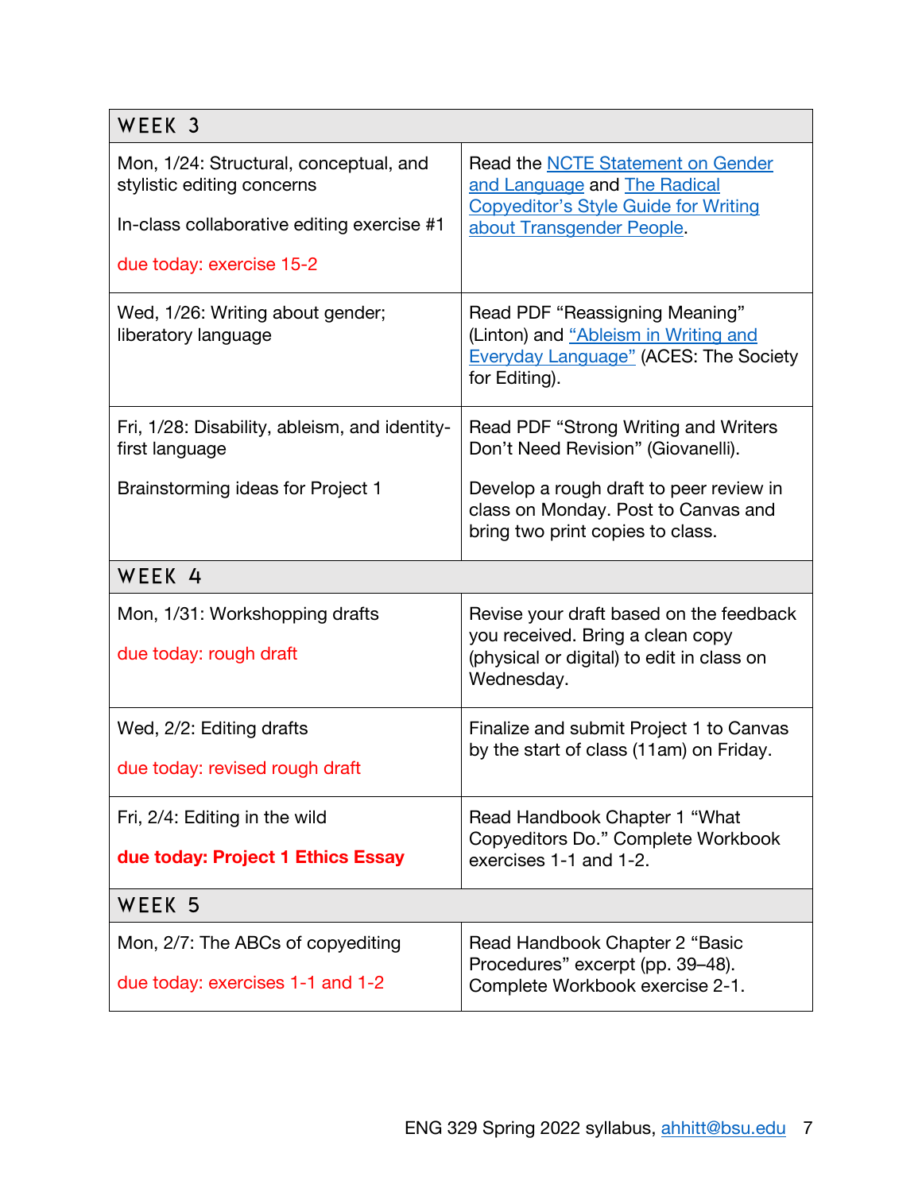| WEEK 3 | |
|---|---|
| Mon, 1/24: Structural, conceptual, and stylistic editing concerns<br><br>In-class collaborative editing exercise #1<br><br>due today: exercise 15-2 | Read the [NCTE Statement on Gender and Language]() and [The Radical Copyeditor's Style Guide for Writing about Transgender People](). |
| Wed, 1/26: Writing about gender; liberatory language | Read PDF "Reassigning Meaning" (Linton) and ["Ableism in Writing and Everyday Language"]() (ACES: The Society for Editing). |
| Fri, 1/28: Disability, ableism, and identity-first language<br><br>Brainstorming ideas for Project 1 | Read PDF "Strong Writing and Writers Don't Need Revision" (Giovanelli).<br><br>Develop a rough draft to peer review in class on Monday. Post to Canvas and bring two print copies to class. |
| **WEEK 4** | |
| Mon, 1/31: Workshopping drafts<br><br>due today: rough draft | Revise your draft based on the feedback you received. Bring a clean copy (physical or digital) to edit in class on Wednesday. |
| Wed, 2/2: Editing drafts<br><br>due today: revised rough draft | Finalize and submit Project 1 to Canvas by the start of class (11am) on Friday. |
| Fri, 2/4: Editing in the wild<br><br>**due today: Project 1 Ethics Essay** | Read Handbook Chapter 1 "What Copyeditors Do." Complete Workbook exercises 1-1 and 1-2. |
| **WEEK 5** | |
| Mon, 2/7: The ABCs of copyediting<br><br>due today: exercises 1-1 and 1-2 | Read Handbook Chapter 2 "Basic Procedures" excerpt (pp. 39–48). Complete Workbook exercise 2-1. |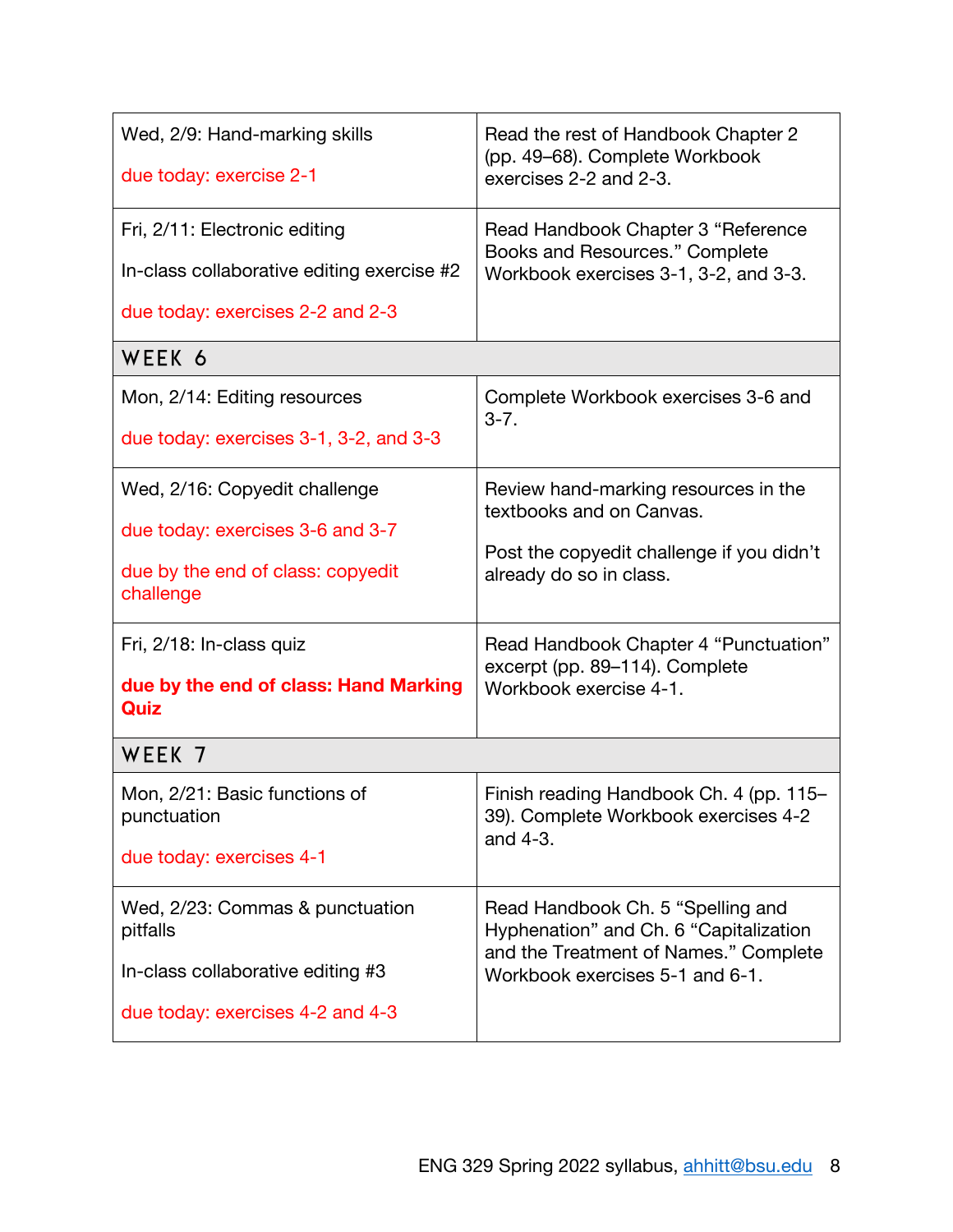| | |
|---|---|
| Wed, 2/9: Hand-marking skills<br><br>due today: exercise 2-1 | Read the rest of Handbook Chapter 2 (pp. 49–68). Complete Workbook exercises 2-2 and 2-3. |
| Fri, 2/11: Electronic editing<br><br>In-class collaborative editing exercise #2<br><br>due today: exercises 2-2 and 2-3 | Read Handbook Chapter 3 “Reference Books and Resources.” Complete Workbook exercises 3-1, 3-2, and 3-3. |
| **WEEK 6** | |
| Mon, 2/14: Editing resources<br><br>due today: exercises 3-1, 3-2, and 3-3 | Complete Workbook exercises 3-6 and 3-7. |
| Wed, 2/16: Copyedit challenge<br><br>due today: exercises 3-6 and 3-7<br><br>due by the end of class: copyedit challenge | Review hand-marking resources in the textbooks and on Canvas.<br><br>Post the copyedit challenge if you didn’t already do so in class. |
| Fri, 2/18: In-class quiz<br><br>**due by the end of class: Hand Marking Quiz** | Read Handbook Chapter 4 “Punctuation” excerpt (pp. 89–114). Complete Workbook exercise 4-1. |
| **WEEK 7** | |
| Mon, 2/21: Basic functions of punctuation<br><br>due today: exercises 4-1 | Finish reading Handbook Ch. 4 (pp. 115–39). Complete Workbook exercises 4-2 and 4-3. |
| Wed, 2/23: Commas & punctuation pitfalls<br><br>In-class collaborative editing #3<br><br>due today: exercises 4-2 and 4-3 | Read Handbook Ch. 5 “Spelling and Hyphenation” and Ch. 6 “Capitalization and the Treatment of Names.” Complete Workbook exercises 5-1 and 6-1. |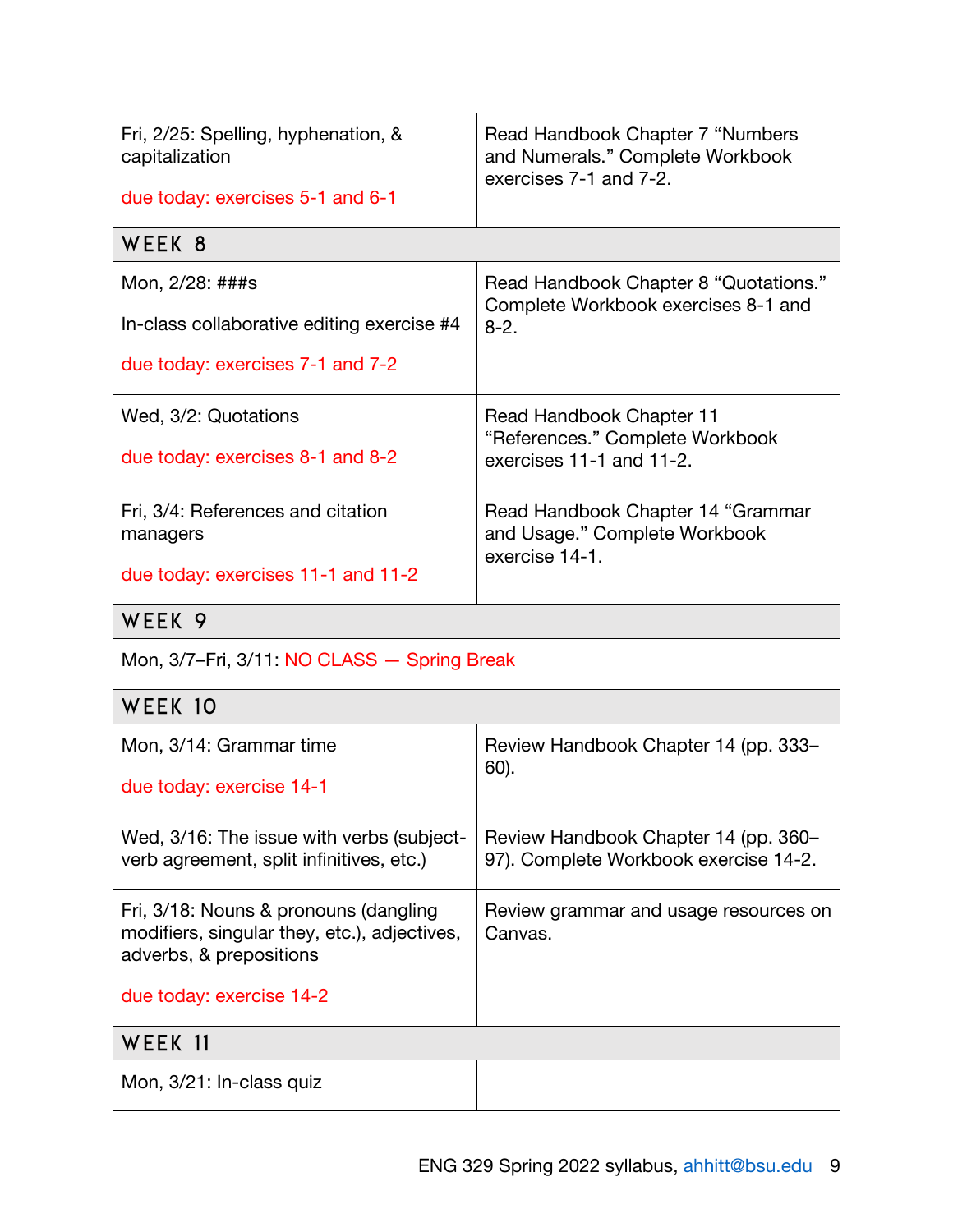| | |
|---|---|
| Fri, 2/25: Spelling, hyphenation, & capitalization<br><br>due today: exercises 5-1 and 6-1 | Read Handbook Chapter 7 “Numbers and Numerals.” Complete Workbook exercises 7-1 and 7-2. |
| **WEEK 8** | |
| Mon, 2/28: ###s<br><br>In-class collaborative editing exercise #4<br><br>due today: exercises 7-1 and 7-2 | Read Handbook Chapter 8 “Quotations.” Complete Workbook exercises 8-1 and 8-2. |
| Wed, 3/2: Quotations<br><br>due today: exercises 8-1 and 8-2 | Read Handbook Chapter 11 “References.” Complete Workbook exercises 11-1 and 11-2. |
| Fri, 3/4: References and citation managers<br><br>due today: exercises 11-1 and 11-2 | Read Handbook Chapter 14 “Grammar and Usage.” Complete Workbook exercise 14-1. |
| **WEEK 9** | |
| Mon, 3/7–Fri, 3/11: NO CLASS — Spring Break | |
| **WEEK 10** | |
| Mon, 3/14: Grammar time<br><br>due today: exercise 14-1 | Review Handbook Chapter 14 (pp. 333–60). |
| Wed, 3/16: The issue with verbs (subject-verb agreement, split infinitives, etc.) | Review Handbook Chapter 14 (pp. 360–97). Complete Workbook exercise 14-2. |
| Fri, 3/18: Nouns & pronouns (dangling modifiers, singular they, etc.), adjectives, adverbs, & prepositions<br><br>due today: exercise 14-2 | Review grammar and usage resources on Canvas. |
| **WEEK 11** | |
| Mon, 3/21: In-class quiz | |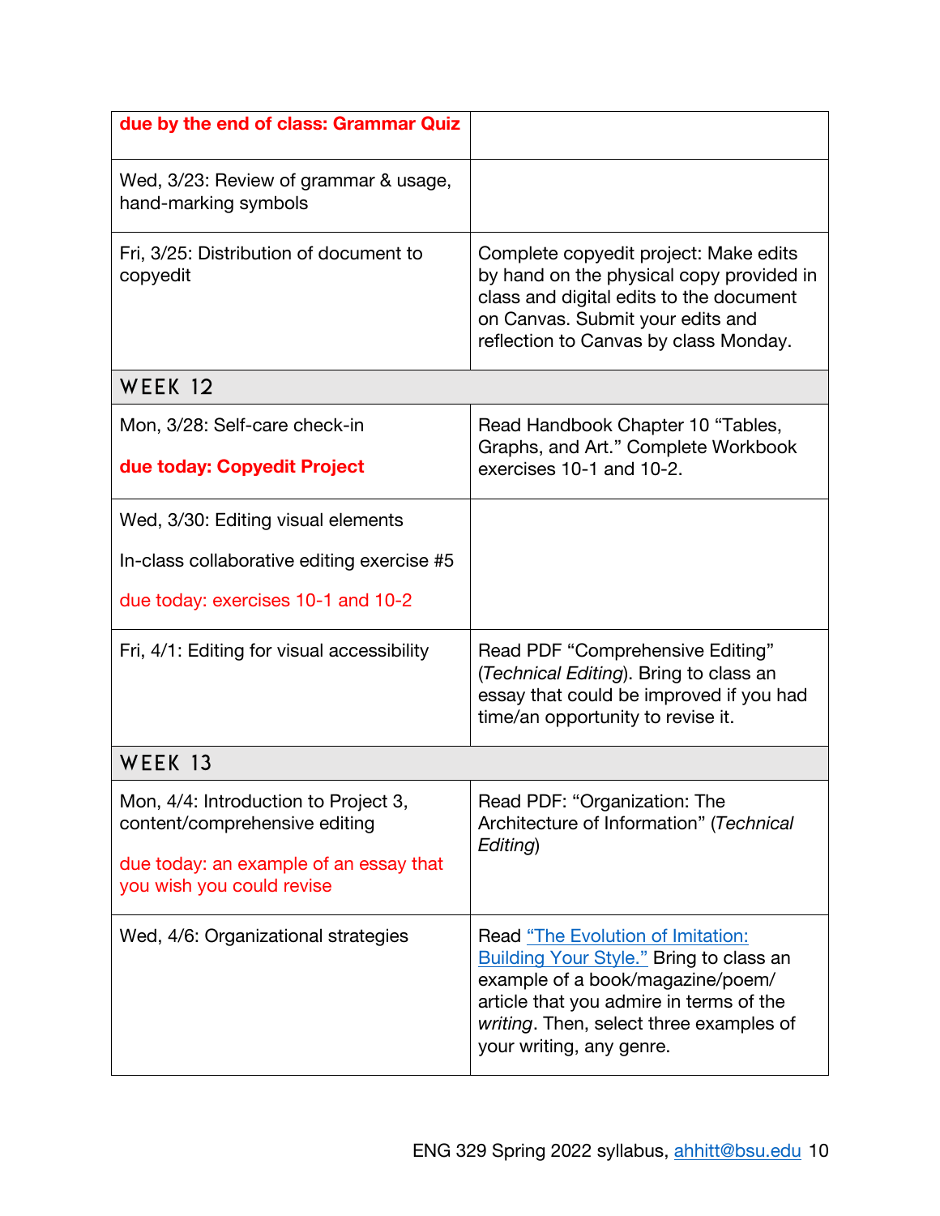| | |
|---|---|
| **due by the end of class: Grammar Quiz** | |
| Wed, 3/23: Review of grammar & usage, hand-marking symbols | |
| Fri, 3/25: Distribution of document to copyedit | Complete copyedit project: Make edits by hand on the physical copy provided in class and digital edits to the document on Canvas. Submit your edits and reflection to Canvas by class Monday. |
| **WEEK 12** | |
| Mon, 3/28: Self-care check-in<br><br>**due today: Copyedit Project** | Read Handbook Chapter 10 "Tables, Graphs, and Art." Complete Workbook exercises 10-1 and 10-2. |
| Wed, 3/30: Editing visual elements<br><br>In-class collaborative editing exercise #5<br><br>due today: exercises 10-1 and 10-2 | |
| Fri, 4/1: Editing for visual accessibility | Read PDF "Comprehensive Editing" (*Technical Editing*). Bring to class an essay that could be improved if you had time/an opportunity to revise it. |
| **WEEK 13** | |
| Mon, 4/4: Introduction to Project 3, content/comprehensive editing<br><br>due today: an example of an essay that you wish you could revise | Read PDF: "Organization: The Architecture of Information" (*Technical Editing*) |
| Wed, 4/6: Organizational strategies | Read "The Evolution of Imitation: Building Your Style." Bring to class an example of a book/magazine/poem/article that you admire in terms of the *writing*. Then, select three examples of your writing, any genre. |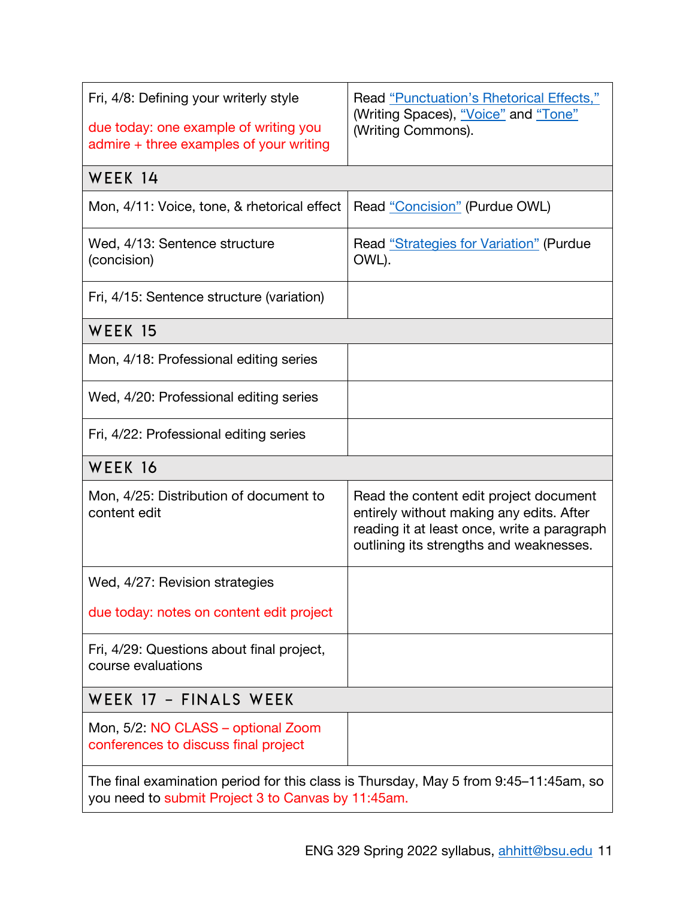| | |
|---|---|
| Fri, 4/8: Defining your writerly style<br><br>due today: one example of writing you admire + three examples of your writing | Read “Punctuation’s Rhetorical Effects,” (Writing Spaces), “Voice” and “Tone” (Writing Commons). |
| **WEEK 14** | |
| Mon, 4/11: Voice, tone, & rhetorical effect | Read “Concision” (Purdue OWL) |
| Wed, 4/13: Sentence structure (concision) | Read “Strategies for Variation” (Purdue OWL). |
| Fri, 4/15: Sentence structure (variation) | |
| **WEEK 15** | |
| Mon, 4/18: Professional editing series | |
| Wed, 4/20: Professional editing series | |
| Fri, 4/22: Professional editing series | |
| **WEEK 16** | |
| Mon, 4/25: Distribution of document to content edit | Read the content edit project document entirely without making any edits. After reading it at least once, write a paragraph outlining its strengths and weaknesses. |
| Wed, 4/27: Revision strategies<br><br>due today: notes on content edit project | |
| Fri, 4/29: Questions about final project, course evaluations | |
| **WEEK 17 – FINALS WEEK** | |
| Mon, 5/2: NO CLASS – optional Zoom conferences to discuss final project | |
| The final examination period for this class is Thursday, May 5 from 9:45–11:45am, so you need to submit Project 3 to Canvas by 11:45am. | |